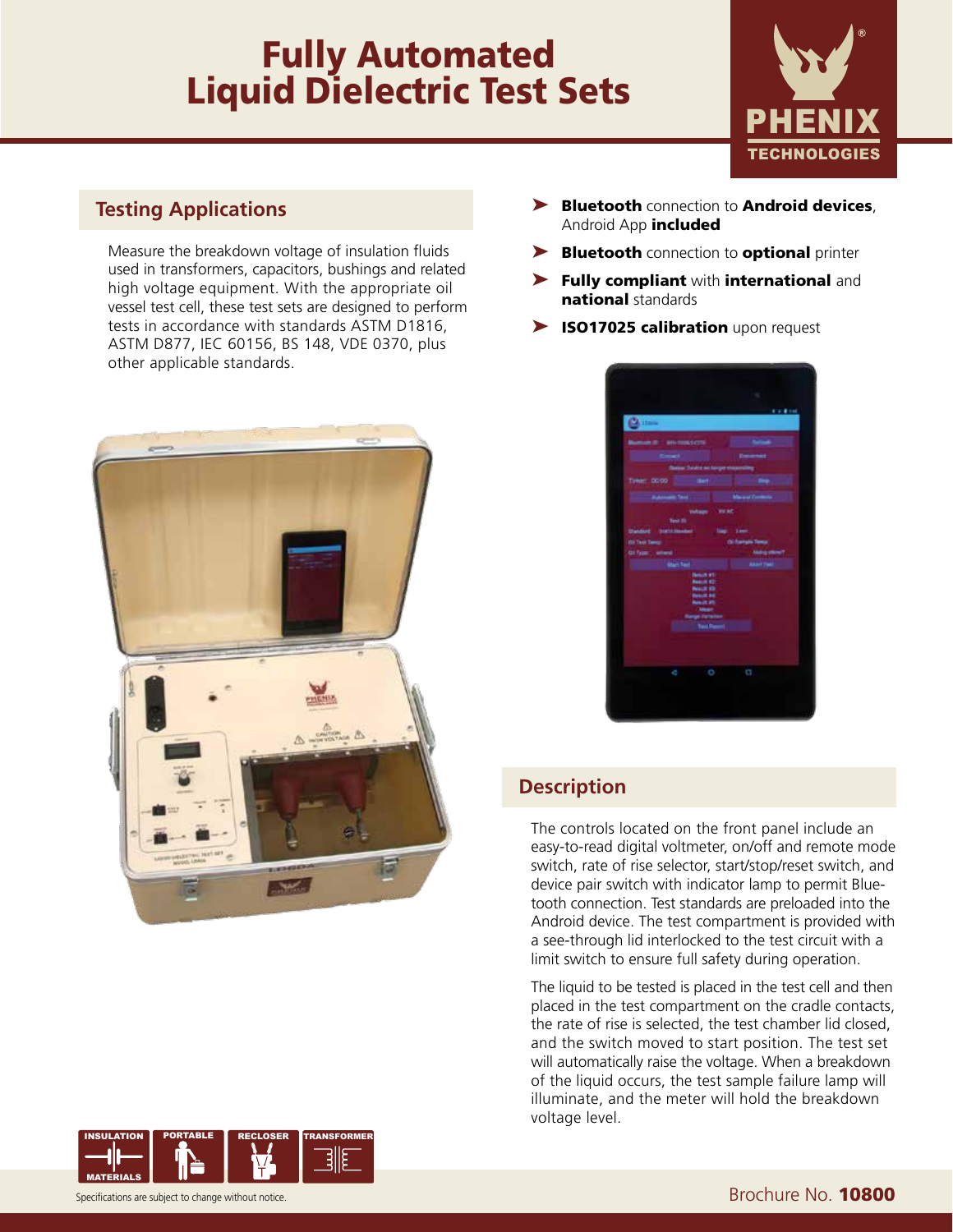# Fully Automated Liquid Dielectric Test Sets

## Testing Applications

Measure the breakdown voltage of insulation fluids used in transformers, capacitors, bushings and related high voltage equipment. With the appropriate oil vessel test cell, these test sets are designed to perform tests in accordance with standards ASTM D1816, ASTM D877, IEC 60156, BS 148, VDE 0370, plus other applicable standards.

- **Bluetooth** connection to **Android devices**, Android App **included**
- **Bluetooth** connection to **optional** printer
- **Fully compliant** with **international** and **national** standards
- **ISO17025 calibration** upon request

## Description

The controls located on the front panel include an easy-to-read digital voltmeter, on/off and remote mode switch, rate of rise selector, start/stop/reset switch, and device pair switch with indicator lamp to permit Bluetooth connection. Test standards are preloaded into the Android device. The test compartment is provided with a see-through lid interlocked to the test circuit with a limit switch to ensure full safety during operation.

The liquid to be tested is placed in the test cell and then placed in the test compartment on the cradle contacts, the rate of rise is selected, the test chamber lid closed, and the switch moved to start position. The test set will automatically raise the voltage. When a breakdown of the liquid occurs, the test sample failure lamp will illuminate, and the meter will hold the breakdown voltage level.

INSULATION MATERIALS | PORTABLE | RECLOSER | TRANSFORMER

Specifications are subject to change without notice.

Brochure No. **10800**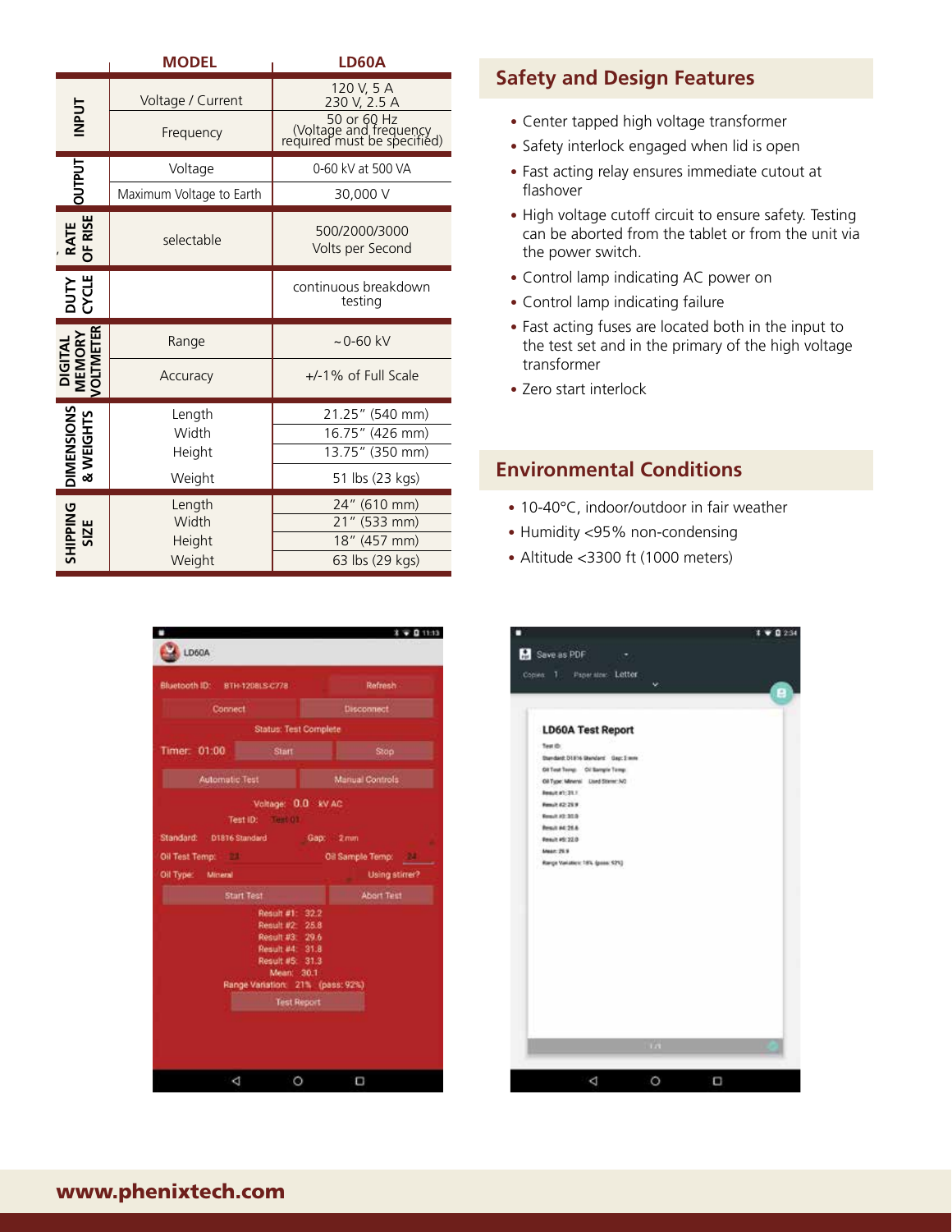| | MODEL | LD60A |
|---|---|---|
| INPUT | Voltage / Current | 120 V, 5 A<br>230 V, 2.5 A |
| | Frequency | 50 or 60 Hz<br>(Voltage and frequency required must be specified) |
| OUTPUT | Voltage | 0-60 kV at 500 VA |
| | Maximum Voltage to Earth | 30,000 V |
| RATE OF RISE | selectable | 500/2000/3000<br>Volts per Second |
| DUTY CYCLE | | continuous breakdown testing |
| DIGITAL MEMORY VOLTMETER | Range | ~0-60 kV |
| | Accuracy | +/-1% of Full Scale |
| DIMENSIONS & WEIGHTS | Length | 21.25" (540 mm) |
| | Width | 16.75" (426 mm) |
| | Height | 13.75" (350 mm) |
| | Weight | 51 lbs (23 kgs) |
| SHIPPING SIZE | Length | 24" (610 mm) |
| | Width | 21" (533 mm) |
| | Height | 18" (457 mm) |
| | Weight | 63 lbs (29 kgs) |

## Safety and Design Features

- Center tapped high voltage transformer
- Safety interlock engaged when lid is open
- Fast acting relay ensures immediate cutout at flashover
- High voltage cutoff circuit to ensure safety. Testing can be aborted from the tablet or from the unit via the power switch.
- Control lamp indicating AC power on
- Control lamp indicating failure
- Fast acting fuses are located both in the input to the test set and in the primary of the high voltage transformer
- Zero start interlock

## Environmental Conditions

- 10-40°C, indoor/outdoor in fair weather
- Humidity <95% non-condensing
- Altitude <3300 ft (1000 meters)

www.phenixtech.com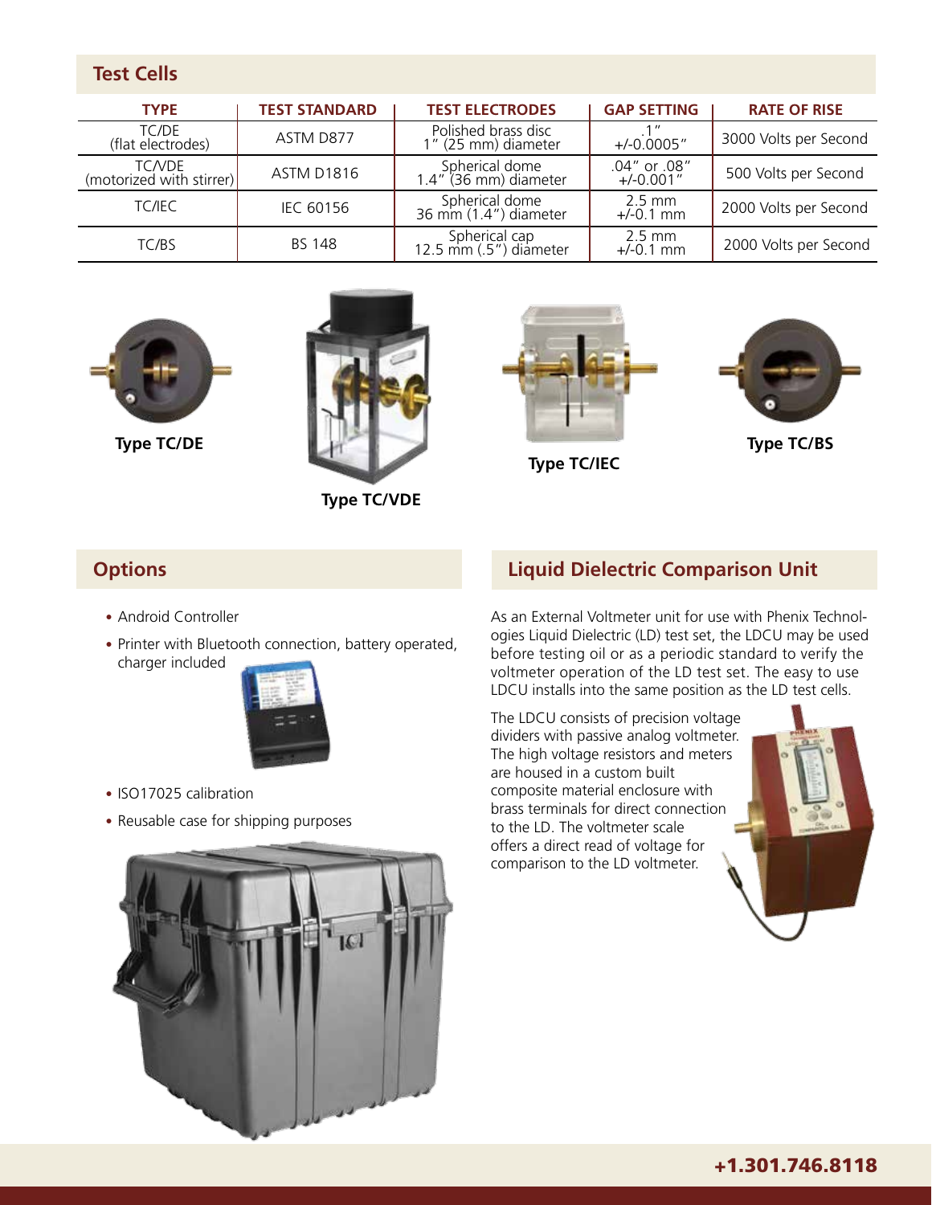## Test Cells

| TYPE | TEST STANDARD | TEST ELECTRODES | GAP SETTING | RATE OF RISE |
|---|---|---|---|---|
| TC/DE (flat electrodes) | ASTM D877 | Polished brass disc 1" (25 mm) diameter | .1" +/-0.0005" | 3000 Volts per Second |
| TC/VDE (motorized with stirrer) | ASTM D1816 | Spherical dome 1.4" (36 mm) diameter | .04" or .08" +/-0.001" | 500 Volts per Second |
| TC/IEC | IEC 60156 | Spherical dome 36 mm (1.4") diameter | 2.5 mm +/-0.1 mm | 2000 Volts per Second |
| TC/BS | BS 148 | Spherical cap 12.5 mm (.5") diameter | 2.5 mm +/-0.1 mm | 2000 Volts per Second |

**Type TC/DE**

**Type TC/VDE**

**Type TC/IEC**

**Type TC/BS**

## Options

- Android Controller
- Printer with Bluetooth connection, battery operated, charger included
- ISO17025 calibration
- Reusable case for shipping purposes

## Liquid Dielectric Comparison Unit

As an External Voltmeter unit for use with Phenix Technologies Liquid Dielectric (LD) test set, the LDCU may be used before testing oil or as a periodic standard to verify the voltmeter operation of the LD test set. The easy to use LDCU installs into the same position as the LD test cells.

The LDCU consists of precision voltage dividers with passive analog voltmeter. The high voltage resistors and meters are housed in a custom built composite material enclosure with brass terminals for direct connection to the LD. The voltmeter scale offers a direct read of voltage for comparison to the LD voltmeter.

**+1.301.746.8118**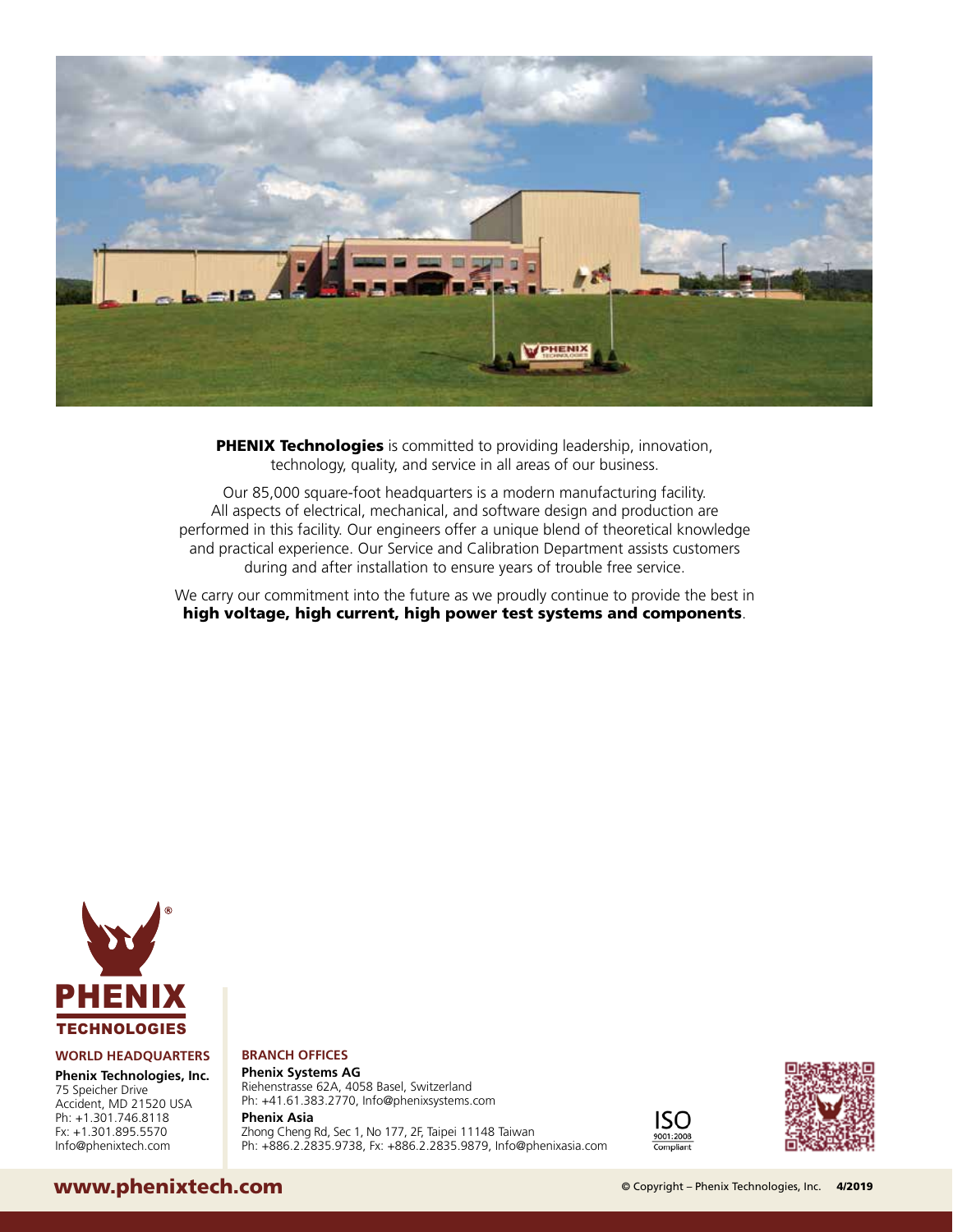**PHENIX Technologies** is committed to providing leadership, innovation, technology, quality, and service in all areas of our business.

Our 85,000 square-foot headquarters is a modern manufacturing facility. All aspects of electrical, mechanical, and software design and production are performed in this facility. Our engineers offer a unique blend of theoretical knowledge and practical experience. Our Service and Calibration Department assists customers during and after installation to ensure years of trouble free service.

We carry our commitment into the future as we proudly continue to provide the best in **high voltage, high current, high power test systems and components**.

PHENIX TECHNOLOGIES

**WORLD HEADQUARTERS**

**Phenix Technologies, Inc.**
75 Speicher Drive
Accident, MD 21520 USA
Ph: +1.301.746.8118
Fx: +1.301.895.5570
Info@phenixtech.com

**BRANCH OFFICES**

**Phenix Systems AG**
Riehenstrasse 62A, 4058 Basel, Switzerland
Ph: +41.61.383.2770, Info@phenixsystems.com

**Phenix Asia**
Zhong Cheng Rd, Sec 1, No 177, 2F, Taipei 11148 Taiwan
Ph: +886.2.2835.9738, Fx: +886.2.2835.9879, Info@phenixasia.com

ISO 9001:2008 Compliant

**www.phenixtech.com**

© Copyright – Phenix Technologies, Inc. **4/2019**